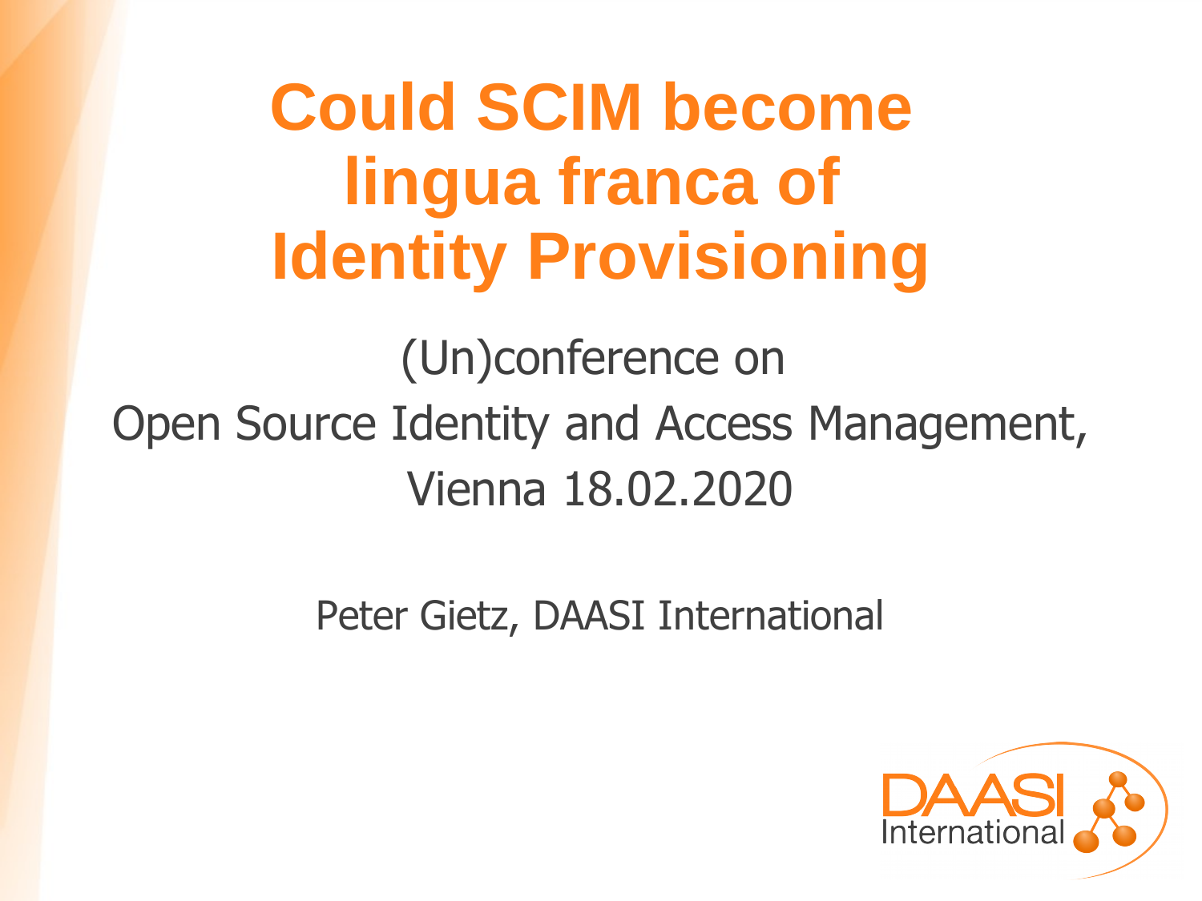# Could SCIM become lingua franca of Identity Provisioning

(Un)conference on
Open Source Identity and Access Management,
Vienna 18.02.2020

Peter Gietz, DAASI International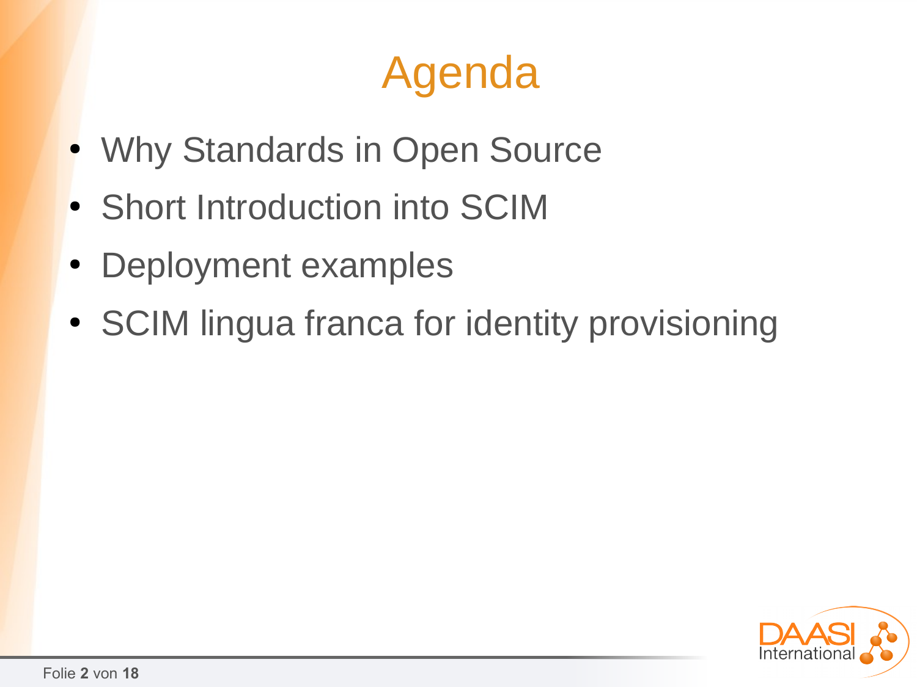# Agenda

- Why Standards in Open Source
- Short Introduction into SCIM
- Deployment examples
- SCIM lingua franca for identity provisioning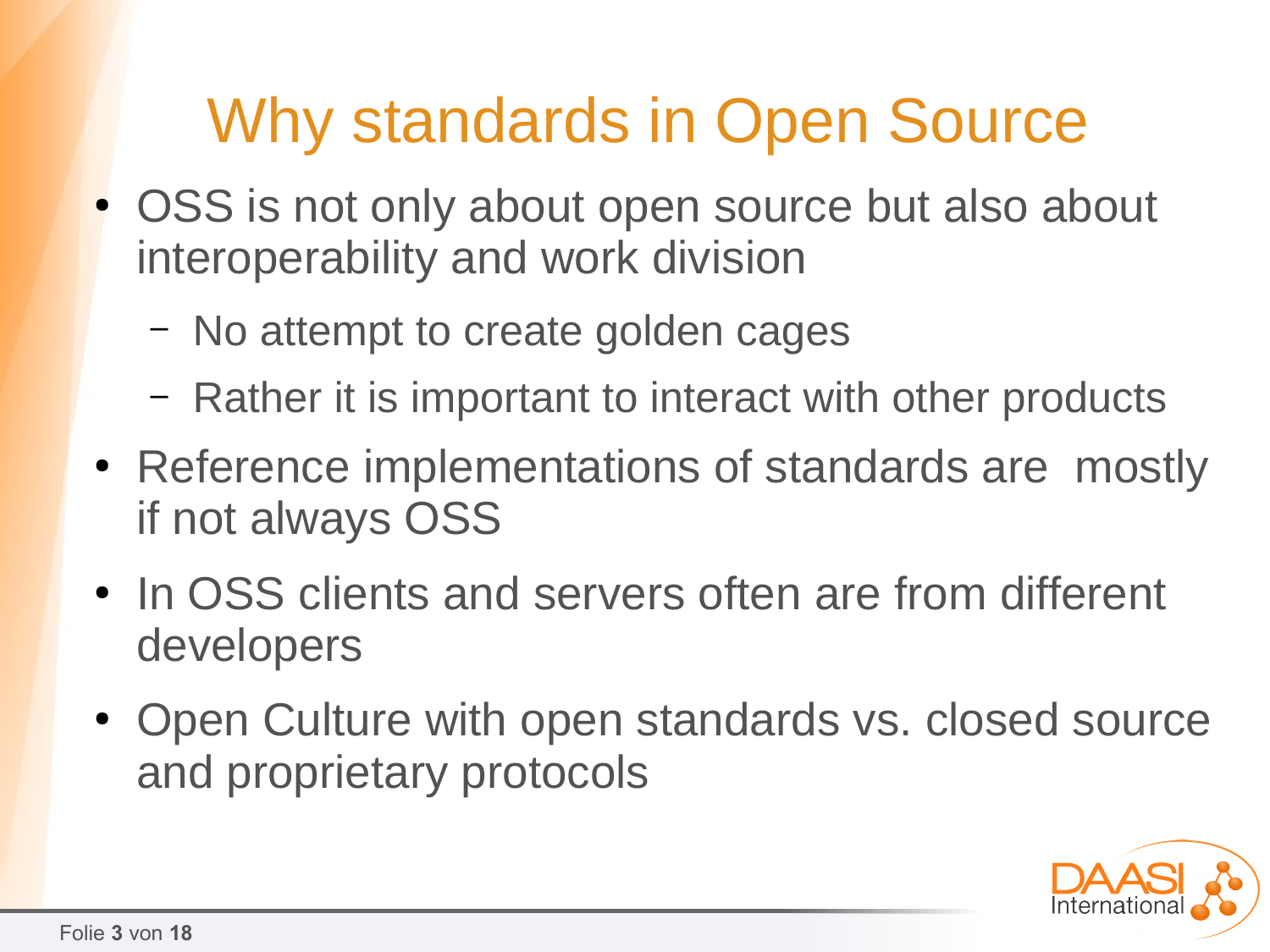# Why standards in Open Source

- OSS is not only about open source but also about interoperability and work division
  - No attempt to create golden cages
  - Rather it is important to interact with other products
- Reference implementations of standards are  mostly if not always OSS
- In OSS clients and servers often are from different developers
- Open Culture with open standards vs. closed source and proprietary protocols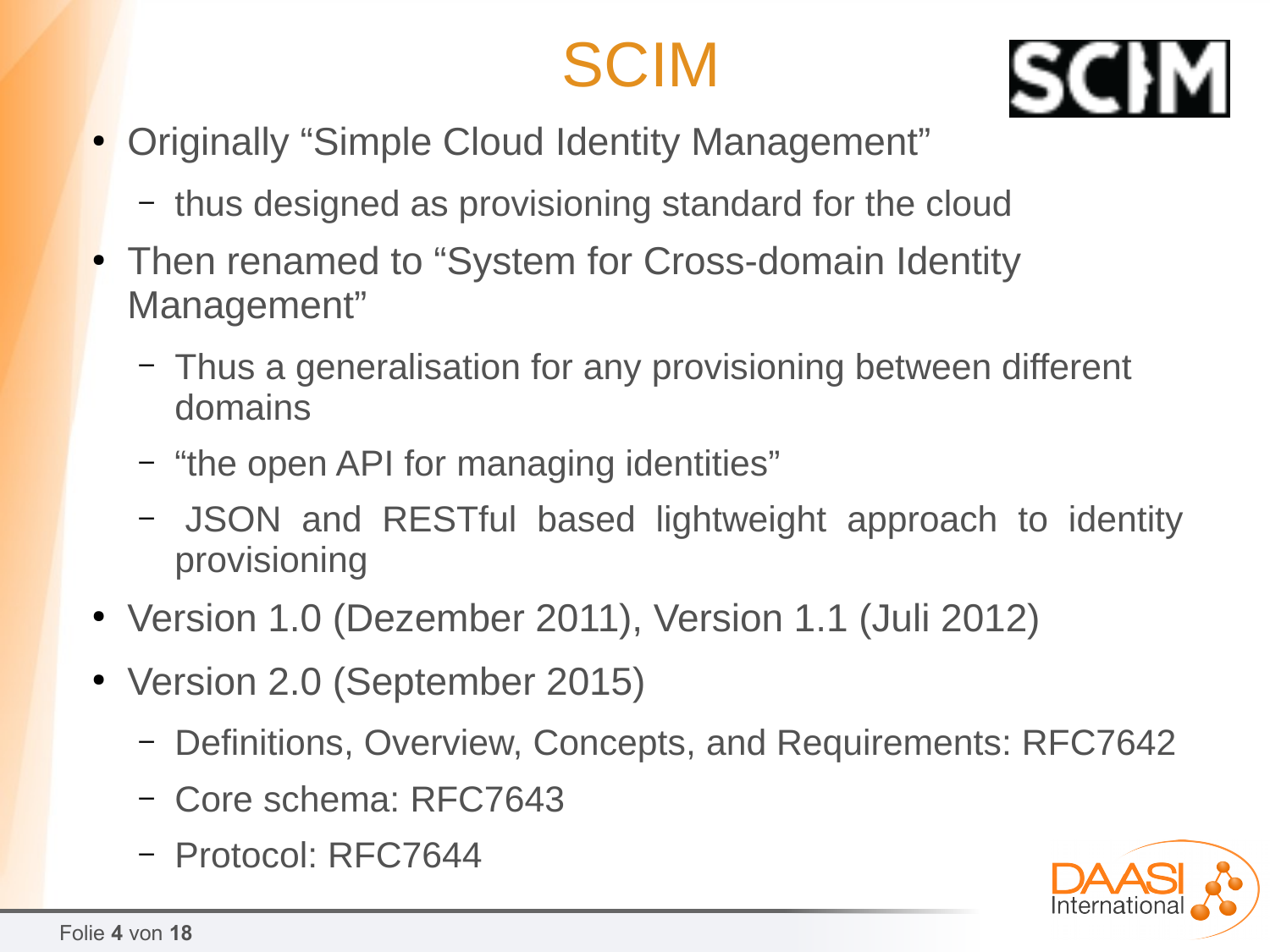# SCIM

- Originally “Simple Cloud Identity Management”
  - thus designed as provisioning standard for the cloud
- Then renamed to “System for Cross-domain Identity Management”
  - Thus a generalisation for any provisioning between different domains
  - “the open API for managing identities”
  - JSON and RESTful based lightweight approach to identity provisioning
- Version 1.0 (Dezember 2011), Version 1.1 (Juli 2012)
- Version 2.0 (September 2015)
  - Definitions, Overview, Concepts, and Requirements: RFC7642
  - Core schema: RFC7643
  - Protocol: RFC7644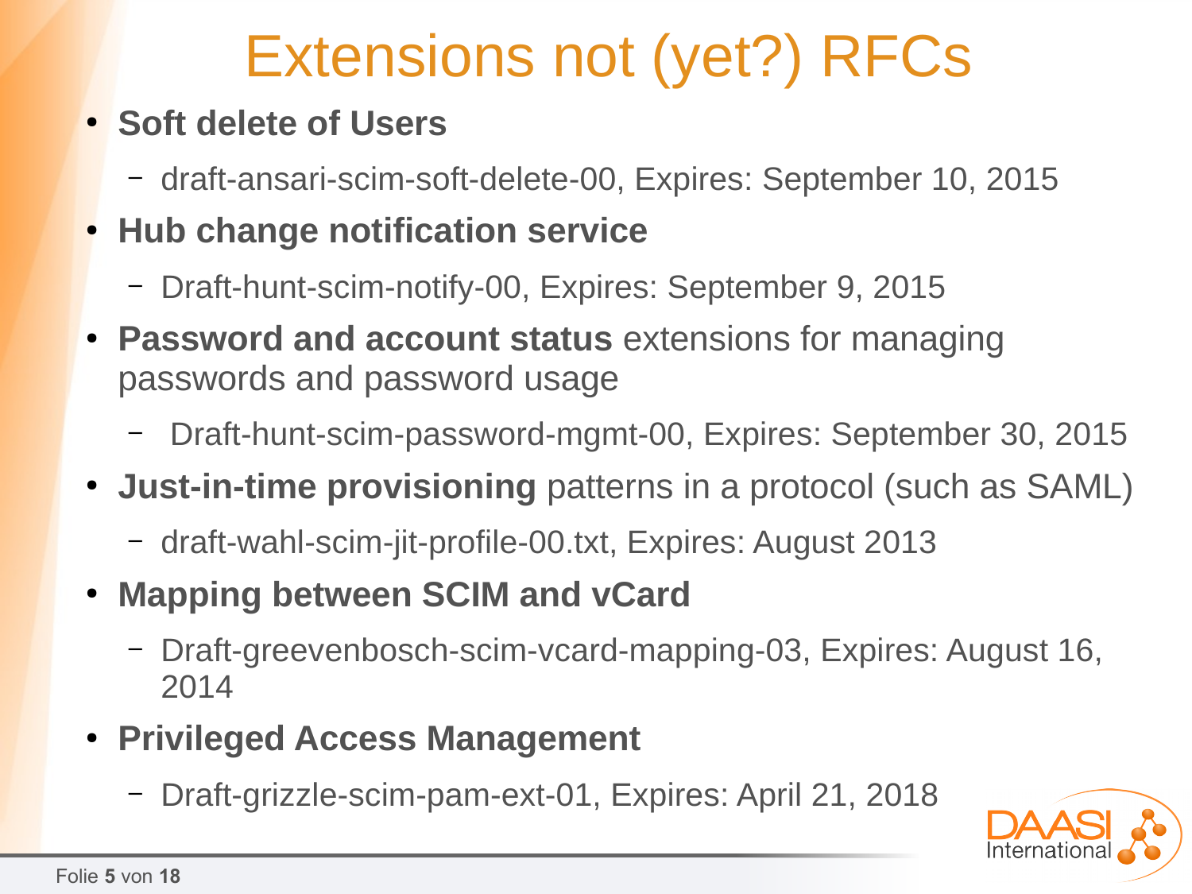# Extensions not (yet?) RFCs

- **Soft delete of Users**
  - draft-ansari-scim-soft-delete-00, Expires: September 10, 2015
- **Hub change notification service**
  - Draft-hunt-scim-notify-00, Expires: September 9, 2015
- **Password and account status** extensions for managing passwords and password usage
  - Draft-hunt-scim-password-mgmt-00, Expires: September 30, 2015
- **Just-in-time provisioning** patterns in a protocol (such as SAML)
  - draft-wahl-scim-jit-profile-00.txt, Expires: August 2013
- **Mapping between SCIM and vCard**
  - Draft-greevenbosch-scim-vcard-mapping-03, Expires: August 16, 2014
- **Privileged Access Management**
  - Draft-grizzle-scim-pam-ext-01, Expires: April 21, 2018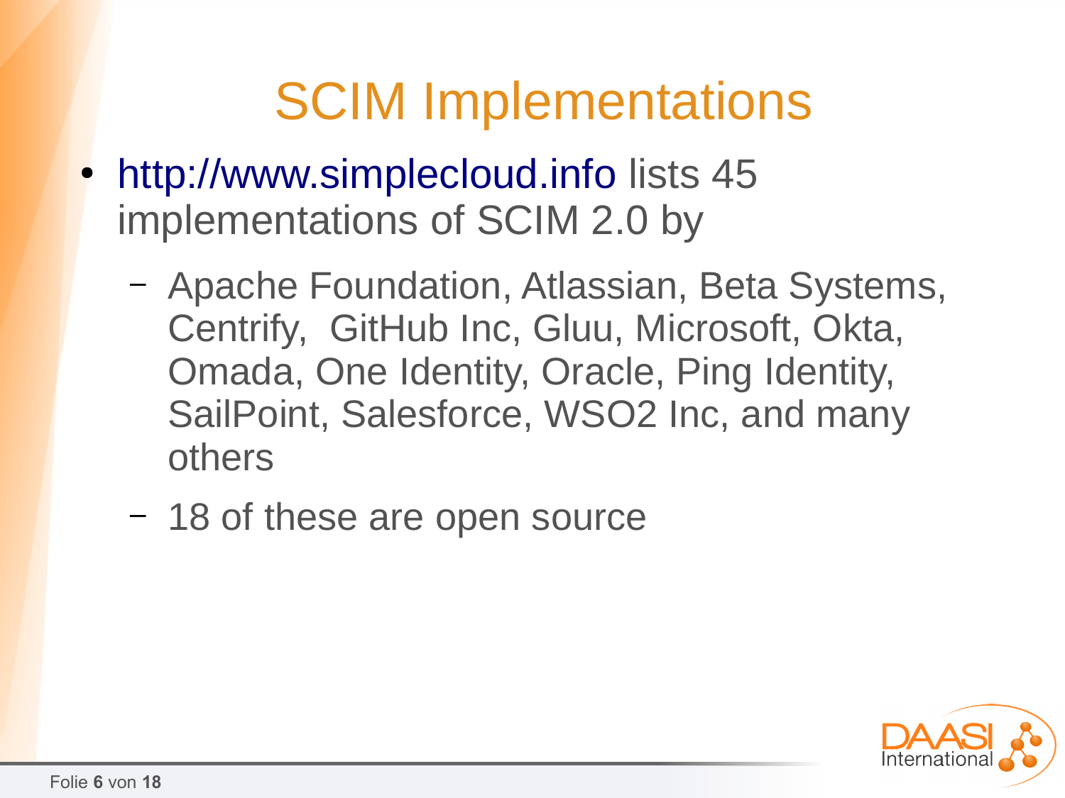# SCIM Implementations

- http://www.simplecloud.info lists 45 implementations of SCIM 2.0 by
  - Apache Foundation, Atlassian, Beta Systems, Centrify,  GitHub Inc, Gluu, Microsoft, Okta, Omada, One Identity, Oracle, Ping Identity, SailPoint, Salesforce, WSO2 Inc, and many others
  - 18 of these are open source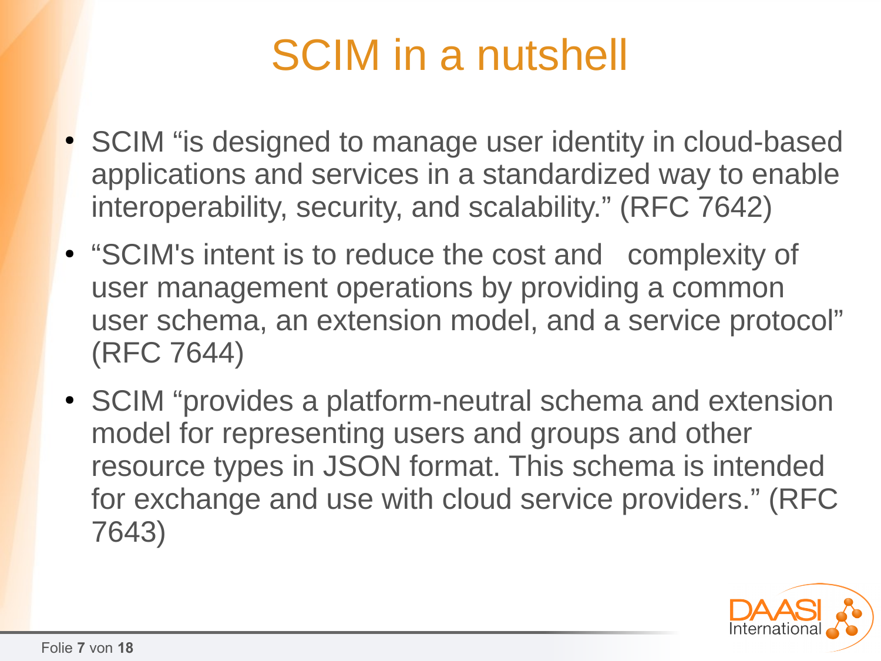# SCIM in a nutshell

- SCIM “is designed to manage user identity in cloud-based applications and services in a standardized way to enable interoperability, security, and scalability.” (RFC 7642)
- “SCIM's intent is to reduce the cost and complexity of user management operations by providing a common user schema, an extension model, and a service protocol” (RFC 7644)
- SCIM “provides a platform-neutral schema and extension model for representing users and groups and other resource types in JSON format. This schema is intended for exchange and use with cloud service providers.” (RFC 7643)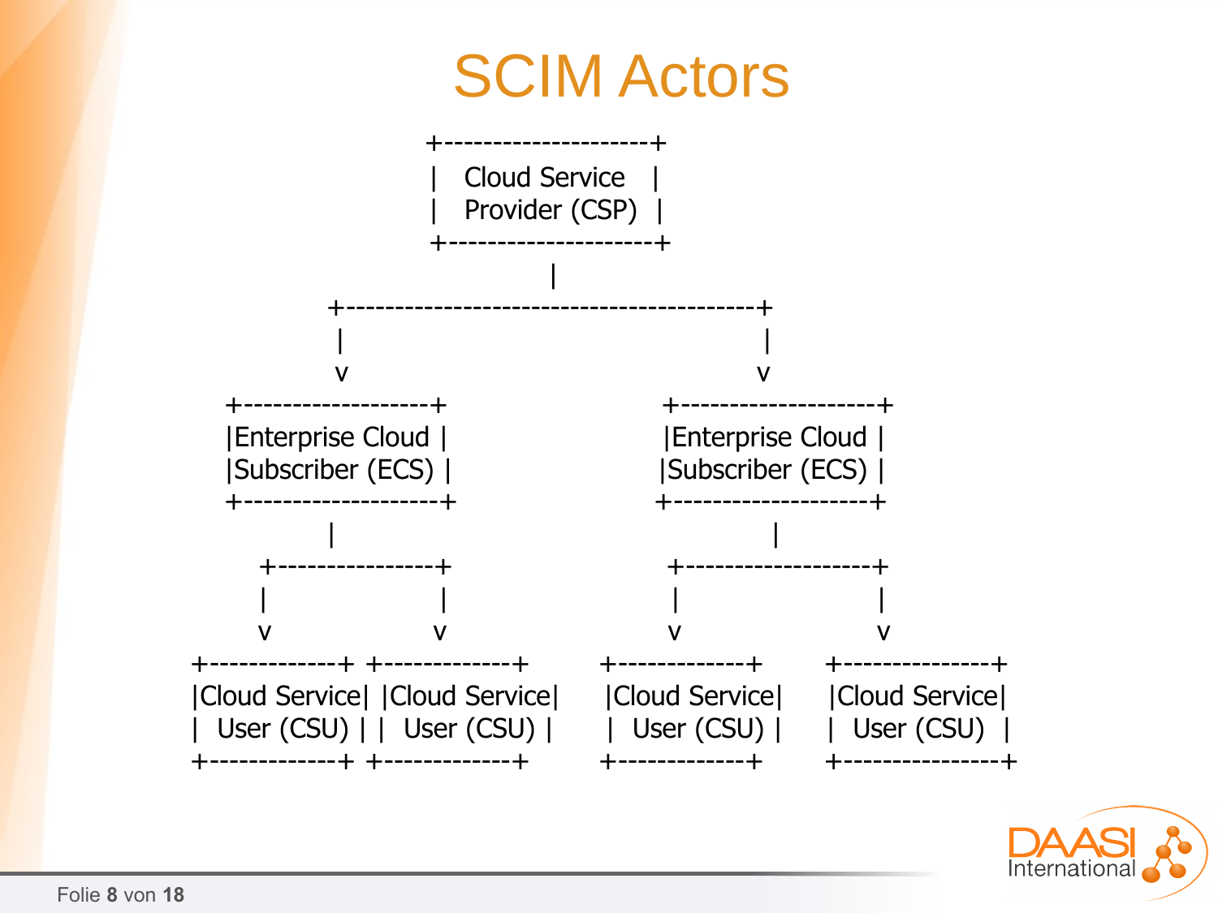# SCIM Actors

```
                  +---------------------+
                  |   Cloud Service     |
                  |   Provider (CSP)    |
                  +---------------------+
                            |
        +------------------------------------------+
        |                                          |
        v                                          v
+--------------------+                   +--------------------+
|Enterprise Cloud    |                   |Enterprise Cloud    |
|Subscriber (ECS)    |                   |Subscriber (ECS)    |
+--------------------+                   +--------------------+
          |                                        |
    +----------------+                  +--------------------+
    |                |                  |                    |
    v                v                  v                    v
+-------------+ +-------------+  +-------------+    +----------------+
|Cloud Service| |Cloud Service|  |Cloud Service|    |Cloud Service   |
|  User (CSU) | |  User (CSU) |  |  User (CSU) |    |  User (CSU)    |
+-------------+ +-------------+  +-------------+    +----------------+
```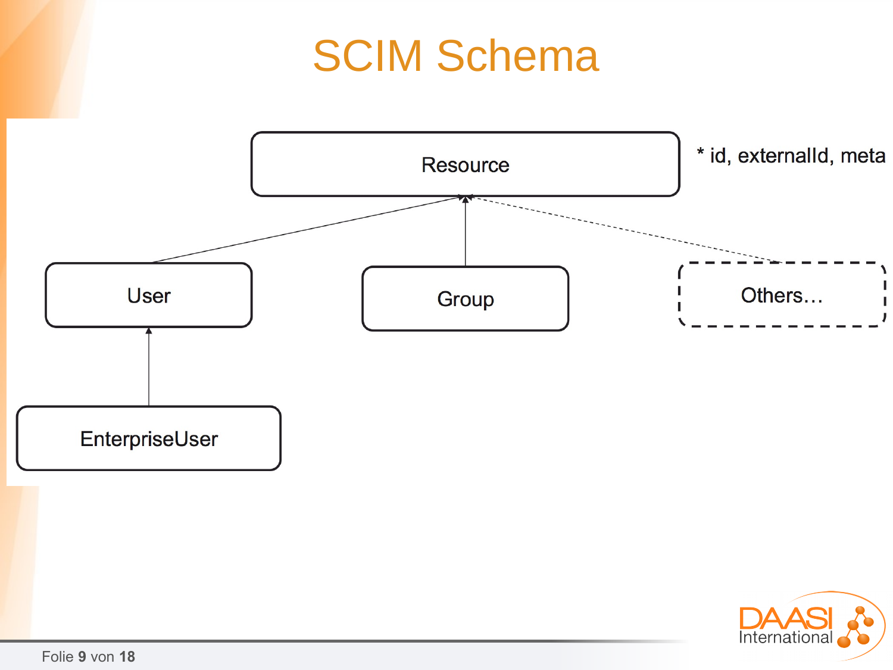# SCIM Schema

Resource

* id, externalId, meta

User

Group

Others…

EnterpriseUser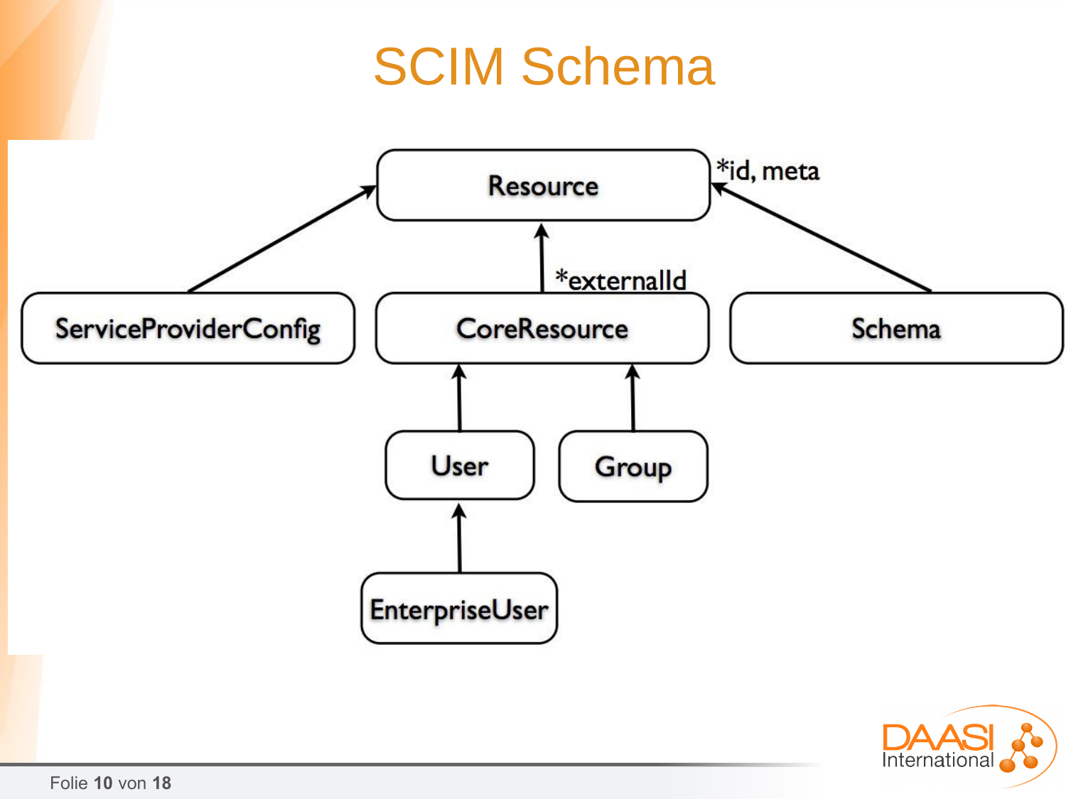# SCIM Schema

Resource *id, meta

ServiceProviderConfig

CoreResource *externalId

Schema

User

Group

EnterpriseUser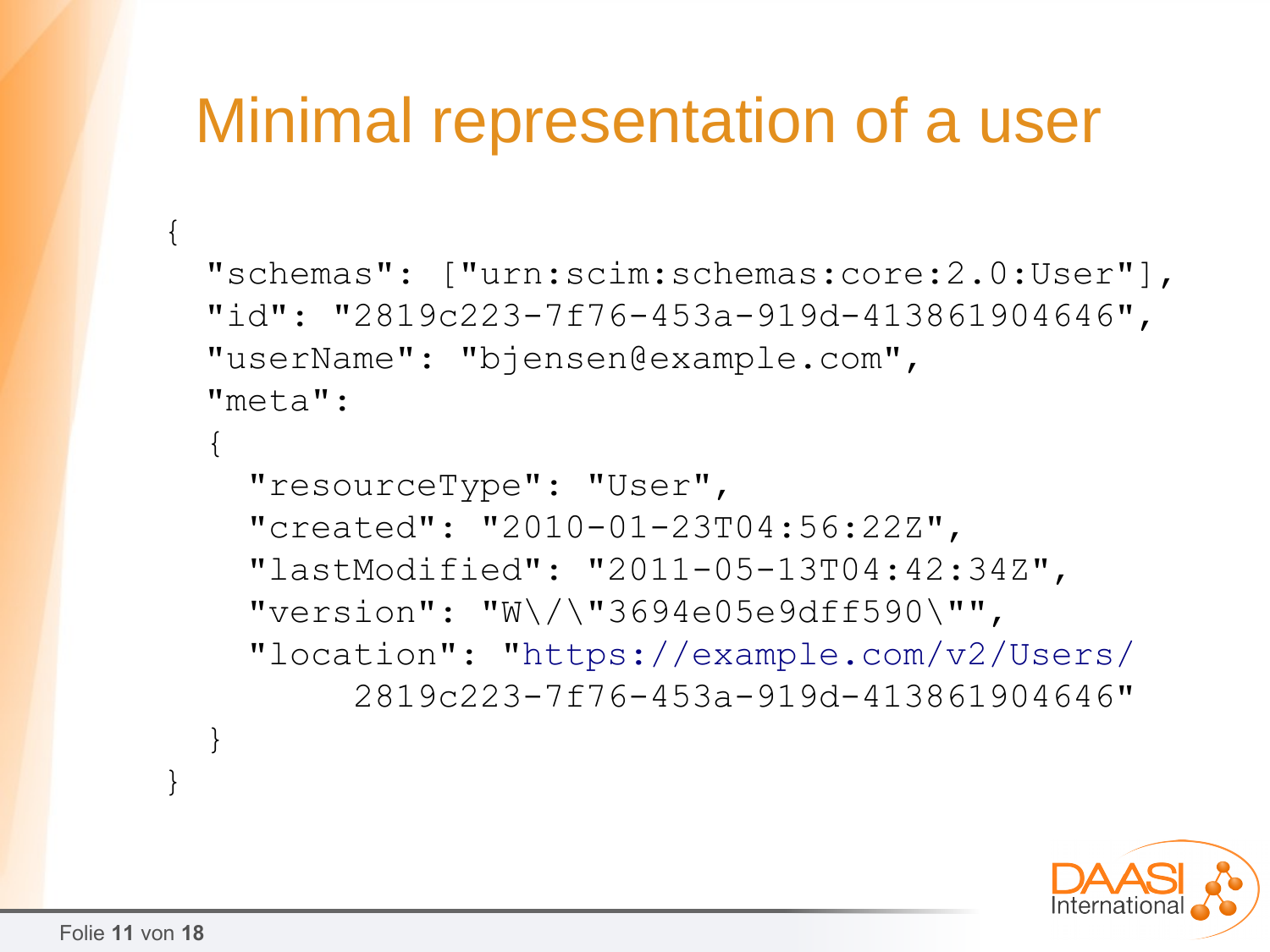# Minimal representation of a user

```
{
  "schemas": ["urn:scim:schemas:core:2.0:User"],
  "id": "2819c223-7f76-453a-919d-413861904646",
  "userName": "bjensen@example.com",
  "meta":
  {
    "resourceType": "User",
    "created": "2010-01-23T04:56:22Z",
    "lastModified": "2011-05-13T04:42:34Z",
    "version": "W\/\"3694e05e9dff590\"",
    "location": "https://example.com/v2/Users/
         2819c223-7f76-453a-919d-413861904646"
  }
}
```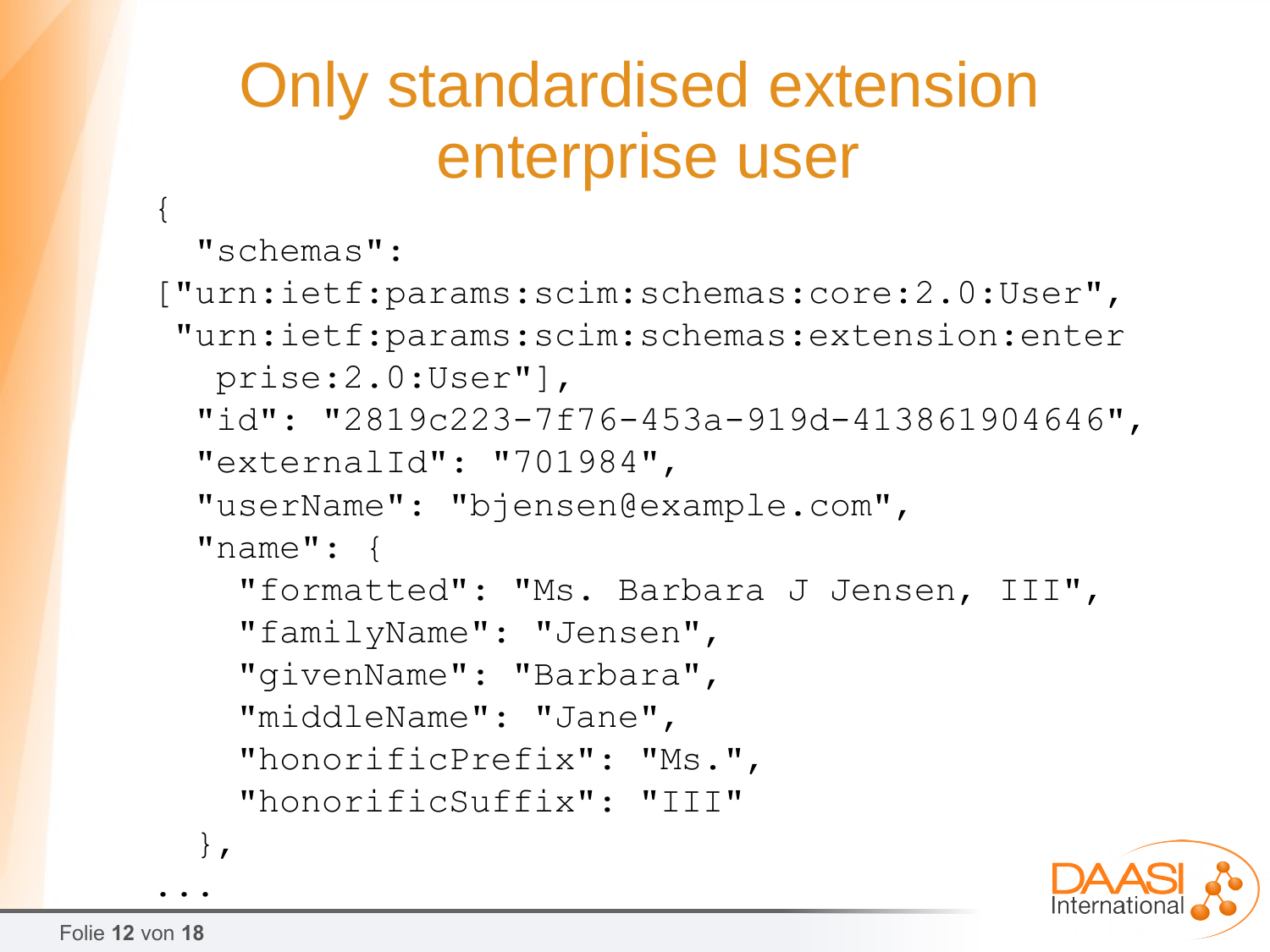# Only standardised extension enterprise user

```
{
  "schemas":
["urn:ietf:params:scim:schemas:core:2.0:User",
 "urn:ietf:params:scim:schemas:extension:enter
   prise:2.0:User"],
  "id": "2819c223-7f76-453a-919d-413861904646",
  "externalId": "701984",
  "userName": "bjensen@example.com",
  "name": {
    "formatted": "Ms. Barbara J Jensen, III",
    "familyName": "Jensen",
    "givenName": "Barbara",
    "middleName": "Jane",
    "honorificPrefix": "Ms.",
    "honorificSuffix": "III"
  },
...
```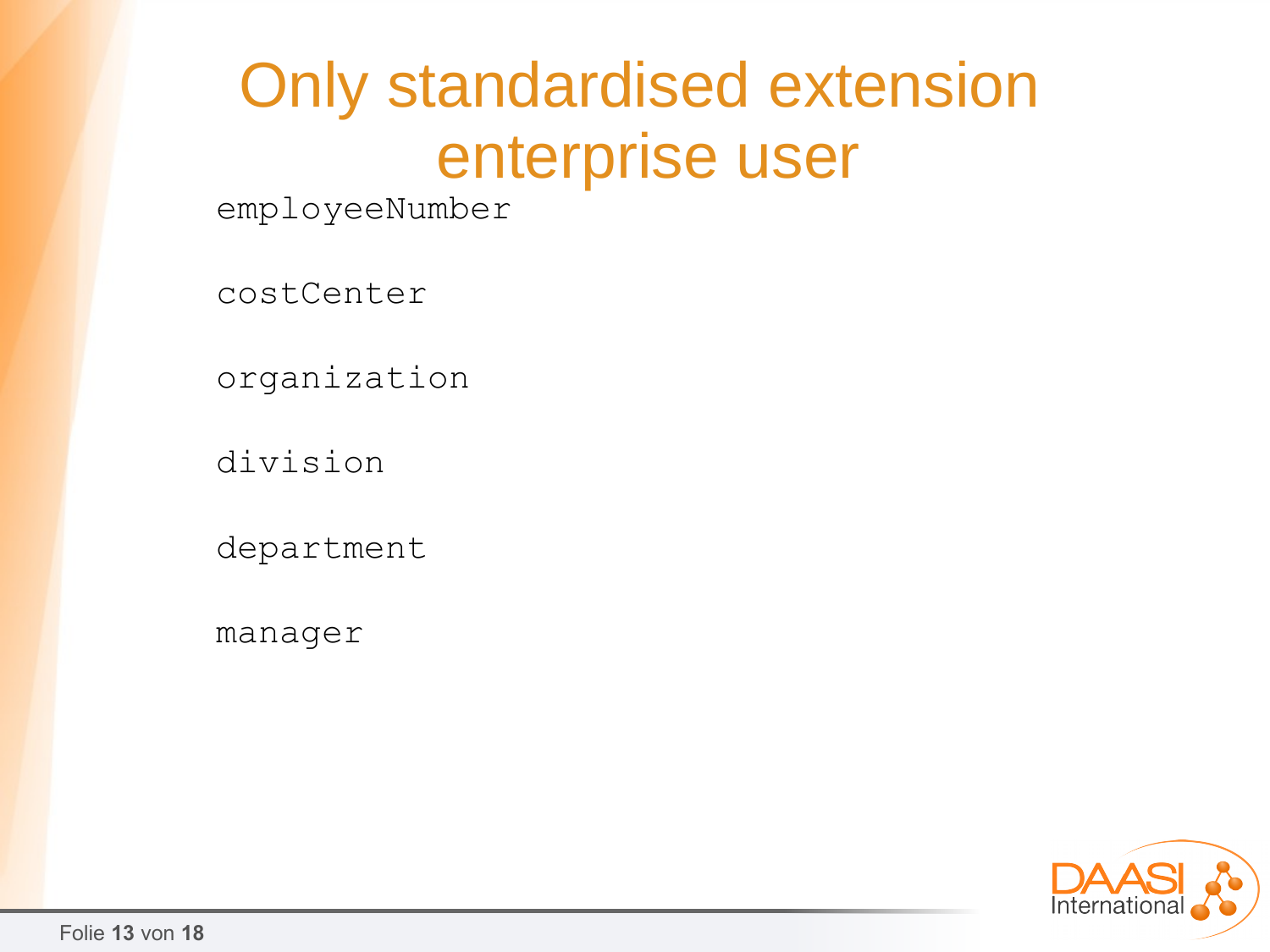# Only standardised extension enterprise user

```
employeeNumber

costCenter

organization

division

department

manager
```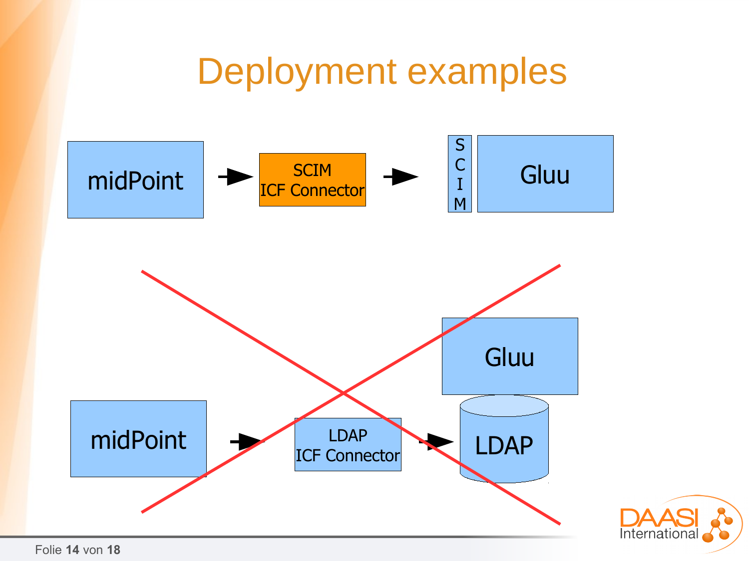# Deployment examples

midPoint → SCIM ICF Connector → SCIM Gluu

midPoint → LDAP ICF Connector → LDAP Gluu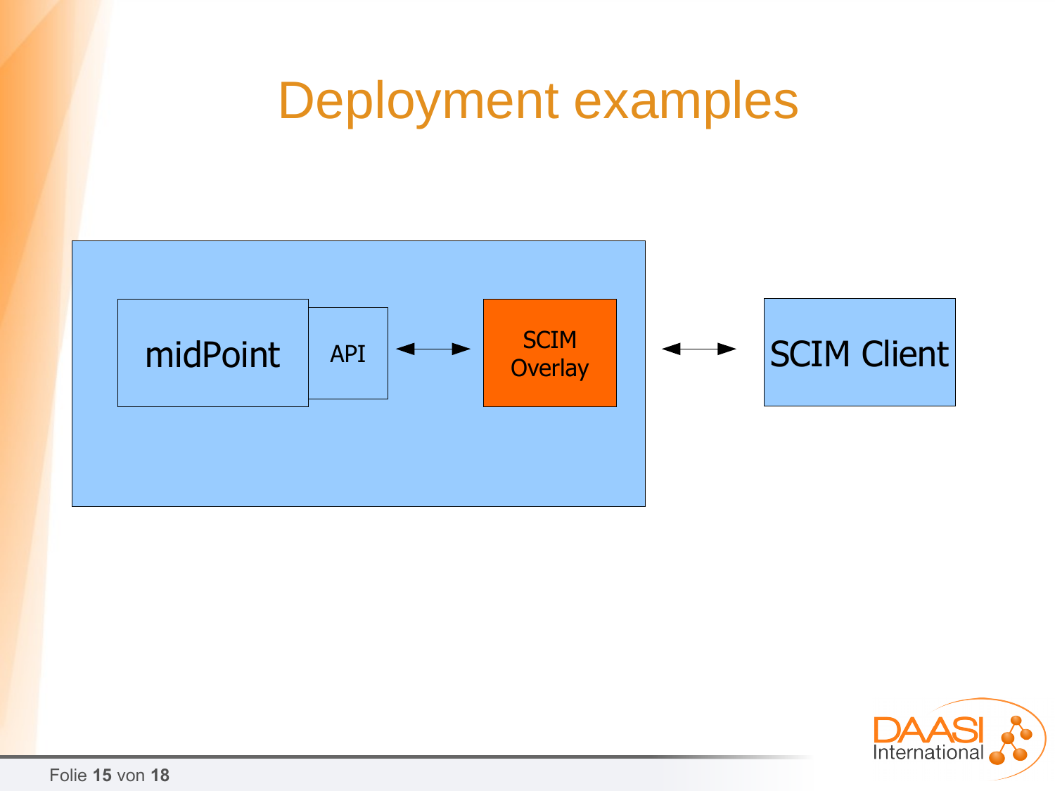# Deployment examples

midPoint

API

SCIM Overlay

SCIM Client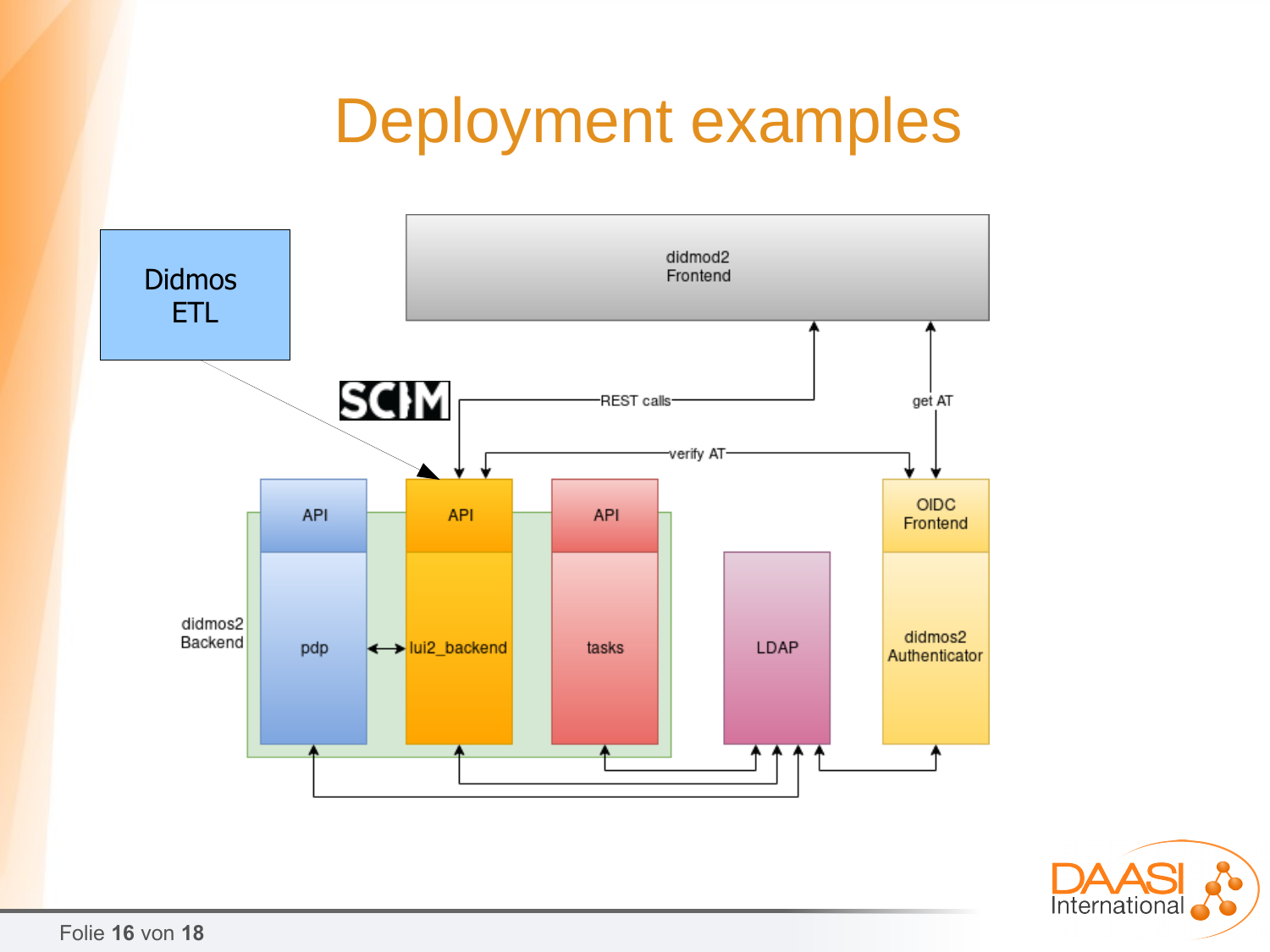# Deployment examples

Didmos ETL

SCIM

didmod2 Frontend

REST calls

get AT

verify AT

didmos2 Backend

API

pdp

API

lui2_backend

API

tasks

LDAP

OIDC Frontend

didmos2 Authenticator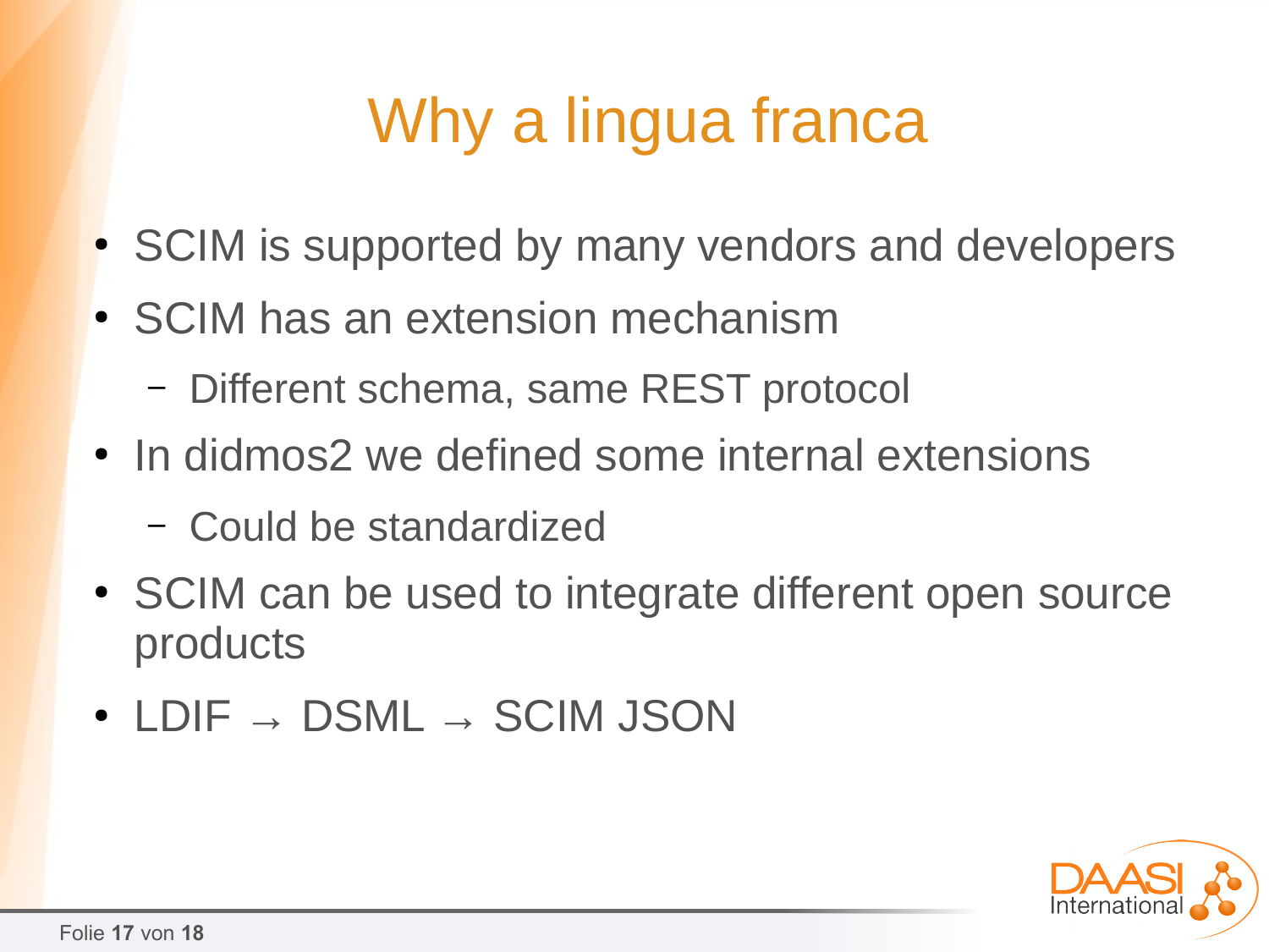# Why a lingua franca

- SCIM is supported by many vendors and developers
- SCIM has an extension mechanism
  - Different schema, same REST protocol
- In didmos2 we defined some internal extensions
  - Could be standardized
- SCIM can be used to integrate different open source products
- LDIF → DSML → SCIM JSON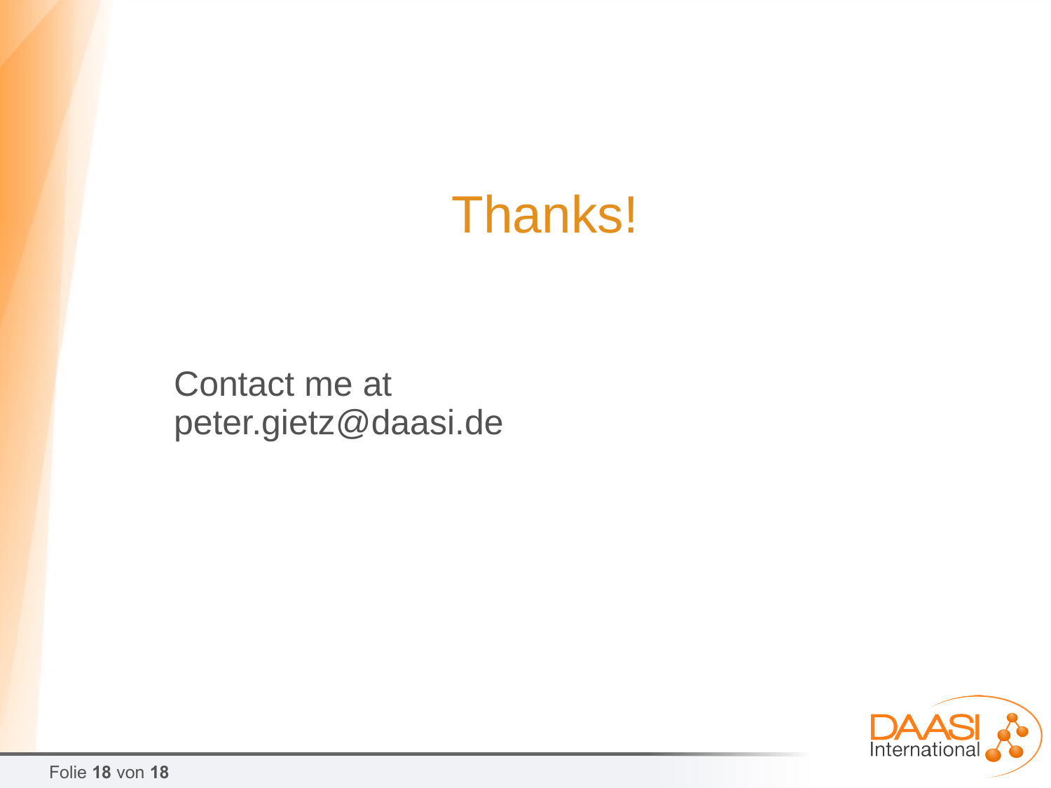# Thanks!

Contact me at
peter.gietz@daasi.de